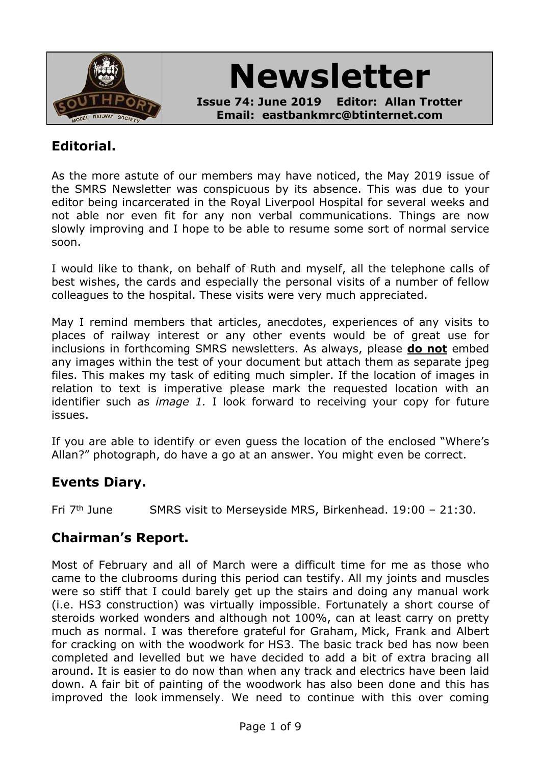# Newsletter

**Issue 74: June 2019 Editor: Allan Trotter**
**Email: eastbankmrc@btinternet.com**

## Editorial.

As the more astute of our members may have noticed, the May 2019 issue of the SMRS Newsletter was conspicuous by its absence. This was due to your editor being incarcerated in the Royal Liverpool Hospital for several weeks and not able nor even fit for any non verbal communications. Things are now slowly improving and I hope to be able to resume some sort of normal service soon.

I would like to thank, on behalf of Ruth and myself, all the telephone calls of best wishes, the cards and especially the personal visits of a number of fellow colleagues to the hospital. These visits were very much appreciated.

May I remind members that articles, anecdotes, experiences of any visits to places of railway interest or any other events would be of great use for inclusions in forthcoming SMRS newsletters. As always, please **do not** embed any images within the test of your document but attach them as separate jpeg files. This makes my task of editing much simpler. If the location of images in relation to text is imperative please mark the requested location with an identifier such as *image 1.* I look forward to receiving your copy for future issues.

If you are able to identify or even guess the location of the enclosed "Where's Allan?" photograph, do have a go at an answer. You might even be correct.

## Events Diary.

Fri 7th June SMRS visit to Merseyside MRS, Birkenhead. 19:00 – 21:30.

## Chairman's Report.

Most of February and all of March were a difficult time for me as those who came to the clubrooms during this period can testify. All my joints and muscles were so stiff that I could barely get up the stairs and doing any manual work (i.e. HS3 construction) was virtually impossible. Fortunately a short course of steroids worked wonders and although not 100%, can at least carry on pretty much as normal. I was therefore grateful for Graham, Mick, Frank and Albert for cracking on with the woodwork for HS3. The basic track bed has now been completed and levelled but we have decided to add a bit of extra bracing all around. It is easier to do now than when any track and electrics have been laid down. A fair bit of painting of the woodwork has also been done and this has improved the look immensely. We need to continue with this over coming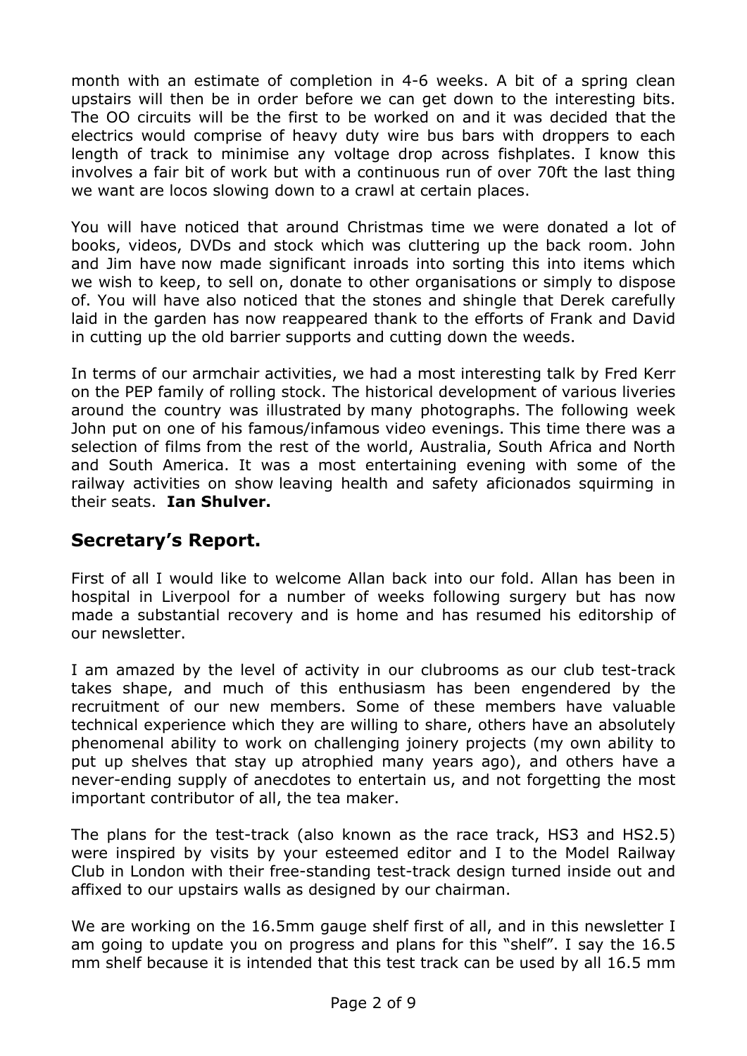month with an estimate of completion in 4-6 weeks. A bit of a spring clean upstairs will then be in order before we can get down to the interesting bits. The OO circuits will be the first to be worked on and it was decided that the electrics would comprise of heavy duty wire bus bars with droppers to each length of track to minimise any voltage drop across fishplates. I know this involves a fair bit of work but with a continuous run of over 70ft the last thing we want are locos slowing down to a crawl at certain places.

You will have noticed that around Christmas time we were donated a lot of books, videos, DVDs and stock which was cluttering up the back room. John and Jim have now made significant inroads into sorting this into items which we wish to keep, to sell on, donate to other organisations or simply to dispose of. You will have also noticed that the stones and shingle that Derek carefully laid in the garden has now reappeared thank to the efforts of Frank and David in cutting up the old barrier supports and cutting down the weeds.

In terms of our armchair activities, we had a most interesting talk by Fred Kerr on the PEP family of rolling stock. The historical development of various liveries around the country was illustrated by many photographs. The following week John put on one of his famous/infamous video evenings. This time there was a selection of films from the rest of the world, Australia, South Africa and North and South America. It was a most entertaining evening with some of the railway activities on show leaving health and safety aficionados squirming in their seats. **Ian Shulver.**

## Secretary's Report.

First of all I would like to welcome Allan back into our fold. Allan has been in hospital in Liverpool for a number of weeks following surgery but has now made a substantial recovery and is home and has resumed his editorship of our newsletter.

I am amazed by the level of activity in our clubrooms as our club test-track takes shape, and much of this enthusiasm has been engendered by the recruitment of our new members. Some of these members have valuable technical experience which they are willing to share, others have an absolutely phenomenal ability to work on challenging joinery projects (my own ability to put up shelves that stay up atrophied many years ago), and others have a never-ending supply of anecdotes to entertain us, and not forgetting the most important contributor of all, the tea maker.

The plans for the test-track (also known as the race track, HS3 and HS2.5) were inspired by visits by your esteemed editor and I to the Model Railway Club in London with their free-standing test-track design turned inside out and affixed to our upstairs walls as designed by our chairman.

We are working on the 16.5mm gauge shelf first of all, and in this newsletter I am going to update you on progress and plans for this "shelf". I say the 16.5 mm shelf because it is intended that this test track can be used by all 16.5 mm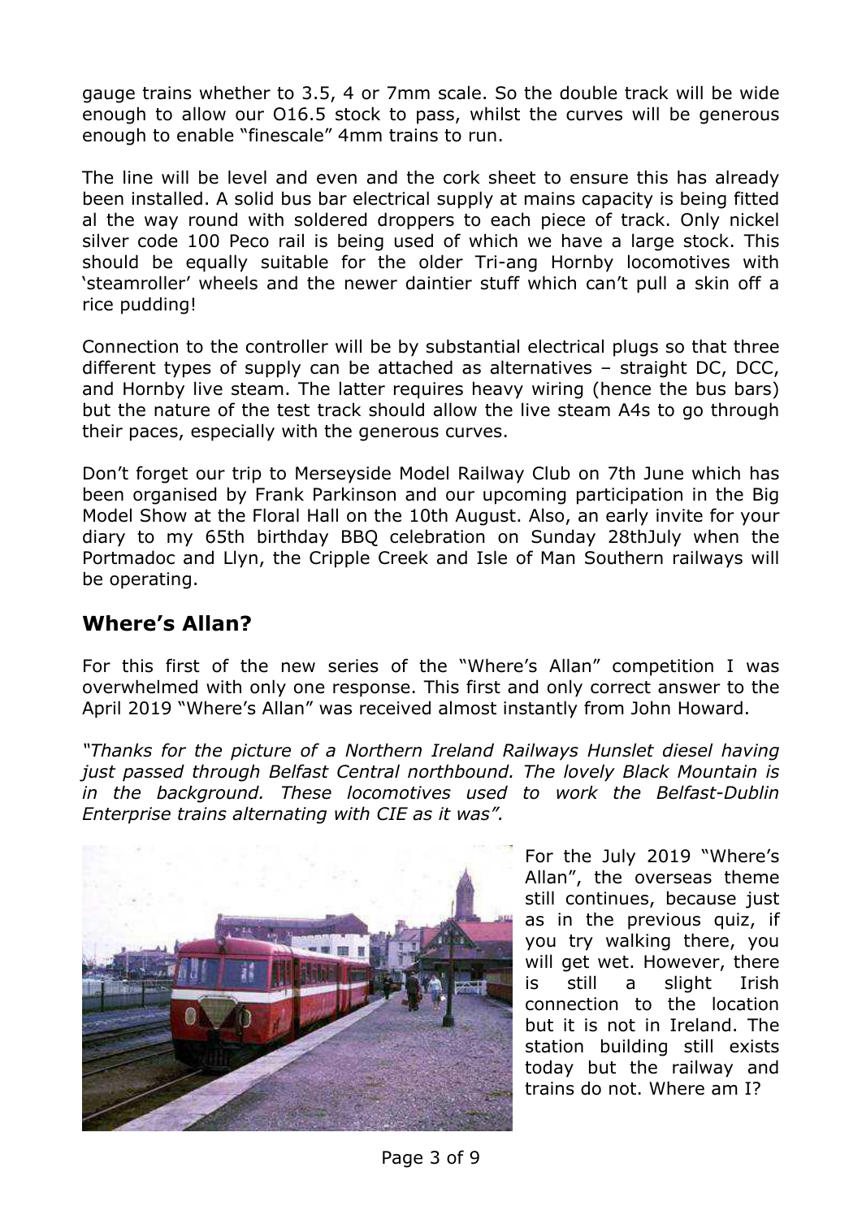gauge trains whether to 3.5, 4 or 7mm scale. So the double track will be wide enough to allow our O16.5 stock to pass, whilst the curves will be generous enough to enable "finescale" 4mm trains to run.

The line will be level and even and the cork sheet to ensure this has already been installed. A solid bus bar electrical supply at mains capacity is being fitted al the way round with soldered droppers to each piece of track. Only nickel silver code 100 Peco rail is being used of which we have a large stock. This should be equally suitable for the older Tri-ang Hornby locomotives with 'steamroller' wheels and the newer daintier stuff which can't pull a skin off a rice pudding!

Connection to the controller will be by substantial electrical plugs so that three different types of supply can be attached as alternatives – straight DC, DCC, and Hornby live steam. The latter requires heavy wiring (hence the bus bars) but the nature of the test track should allow the live steam A4s to go through their paces, especially with the generous curves.

Don't forget our trip to Merseyside Model Railway Club on 7th June which has been organised by Frank Parkinson and our upcoming participation in the Big Model Show at the Floral Hall on the 10th August. Also, an early invite for your diary to my 65th birthday BBQ celebration on Sunday 28thJuly when the Portmadoc and Llyn, the Cripple Creek and Isle of Man Southern railways will be operating.

## Where's Allan?

For this first of the new series of the "Where's Allan" competition I was overwhelmed with only one response. This first and only correct answer to the April 2019 "Where's Allan" was received almost instantly from John Howard.

*"Thanks for the picture of a Northern Ireland Railways Hunslet diesel having just passed through Belfast Central northbound. The lovely Black Mountain is in the background. These locomotives used to work the Belfast-Dublin Enterprise trains alternating with CIE as it was".*

For the July 2019 "Where's Allan", the overseas theme still continues, because just as in the previous quiz, if you try walking there, you will get wet. However, there is still a slight Irish connection to the location but it is not in Ireland. The station building still exists today but the railway and trains do not. Where am I?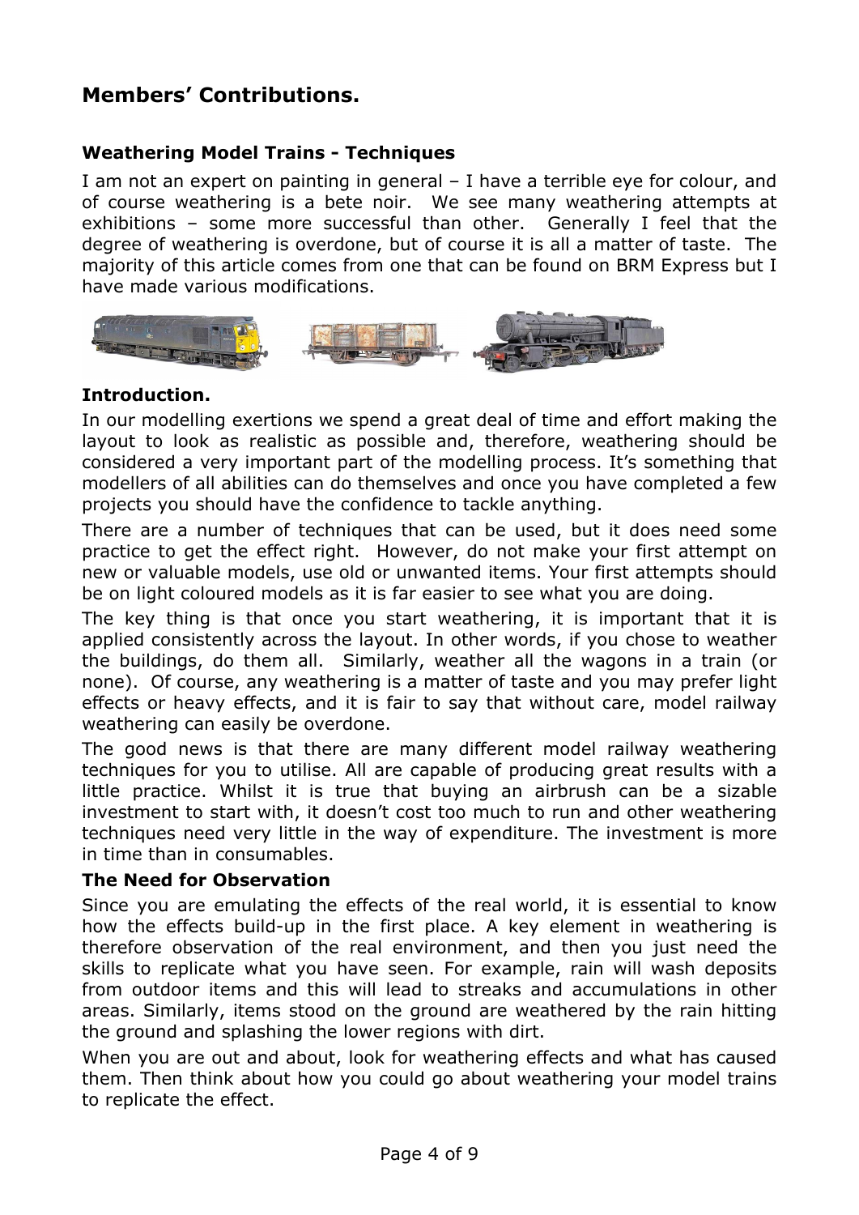## Members' Contributions.

### Weathering Model Trains - Techniques

I am not an expert on painting in general – I have a terrible eye for colour, and of course weathering is a bete noir. We see many weathering attempts at exhibitions – some more successful than other. Generally I feel that the degree of weathering is overdone, but of course it is all a matter of taste. The majority of this article comes from one that can be found on BRM Express but I have made various modifications.

### Introduction.

In our modelling exertions we spend a great deal of time and effort making the layout to look as realistic as possible and, therefore, weathering should be considered a very important part of the modelling process. It's something that modellers of all abilities can do themselves and once you have completed a few projects you should have the confidence to tackle anything.

There are a number of techniques that can be used, but it does need some practice to get the effect right. However, do not make your first attempt on new or valuable models, use old or unwanted items. Your first attempts should be on light coloured models as it is far easier to see what you are doing.

The key thing is that once you start weathering, it is important that it is applied consistently across the layout. In other words, if you chose to weather the buildings, do them all. Similarly, weather all the wagons in a train (or none). Of course, any weathering is a matter of taste and you may prefer light effects or heavy effects, and it is fair to say that without care, model railway weathering can easily be overdone.

The good news is that there are many different model railway weathering techniques for you to utilise. All are capable of producing great results with a little practice. Whilst it is true that buying an airbrush can be a sizable investment to start with, it doesn't cost too much to run and other weathering techniques need very little in the way of expenditure. The investment is more in time than in consumables.

### The Need for Observation

Since you are emulating the effects of the real world, it is essential to know how the effects build-up in the first place. A key element in weathering is therefore observation of the real environment, and then you just need the skills to replicate what you have seen. For example, rain will wash deposits from outdoor items and this will lead to streaks and accumulations in other areas. Similarly, items stood on the ground are weathered by the rain hitting the ground and splashing the lower regions with dirt.

When you are out and about, look for weathering effects and what has caused them. Then think about how you could go about weathering your model trains to replicate the effect.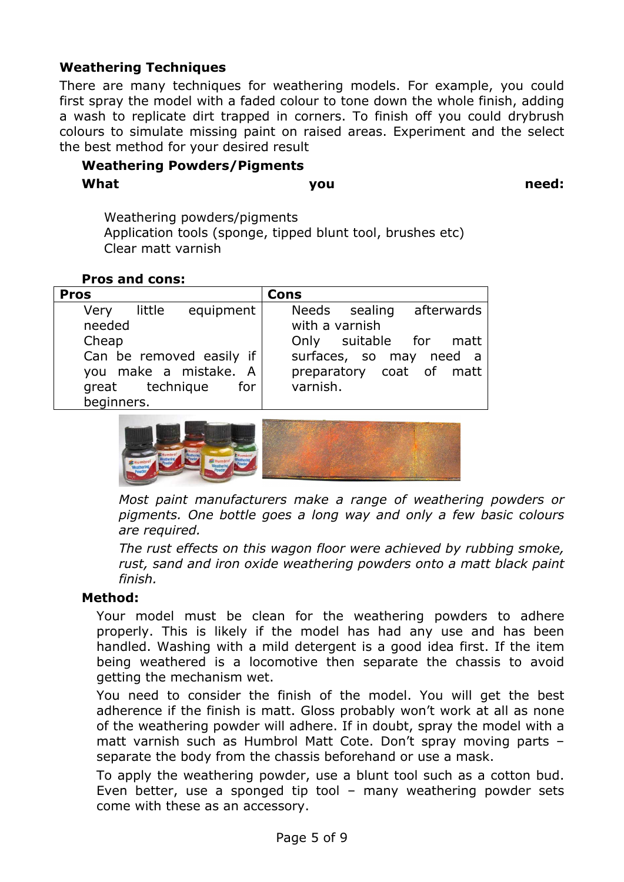### Weathering Techniques

There are many techniques for weathering models. For example, you could first spray the model with a faded colour to tone down the whole finish, adding a wash to replicate dirt trapped in corners. To finish off you could drybrush colours to simulate missing paint on raised areas. Experiment and the select the best method for your desired result

#### Weathering Powders/Pigments

**What you need:**

- Weathering powders/pigments
- Application tools (sponge, tipped blunt tool, brushes etc)
- Clear matt varnish

**Pros and cons:**

| Pros | Cons |
|---|---|
| Very little equipment needed<br>Cheap<br>Can be removed easily if you make a mistake. A great technique for beginners. | Needs sealing afterwards with a varnish<br>Only suitable for matt surfaces, so may need a preparatory coat of matt varnish. |

*Most paint manufacturers make a range of weathering powders or pigments. One bottle goes a long way and only a few basic colours are required.*

*The rust effects on this wagon floor were achieved by rubbing smoke, rust, sand and iron oxide weathering powders onto a matt black paint finish.*

**Method:**

Your model must be clean for the weathering powders to adhere properly. This is likely if the model has had any use and has been handled. Washing with a mild detergent is a good idea first. If the item being weathered is a locomotive then separate the chassis to avoid getting the mechanism wet.

You need to consider the finish of the model. You will get the best adherence if the finish is matt. Gloss probably won't work at all as none of the weathering powder will adhere. If in doubt, spray the model with a matt varnish such as Humbrol Matt Cote. Don't spray moving parts – separate the body from the chassis beforehand or use a mask.

To apply the weathering powder, use a blunt tool such as a cotton bud. Even better, use a sponged tip tool – many weathering powder sets come with these as an accessory.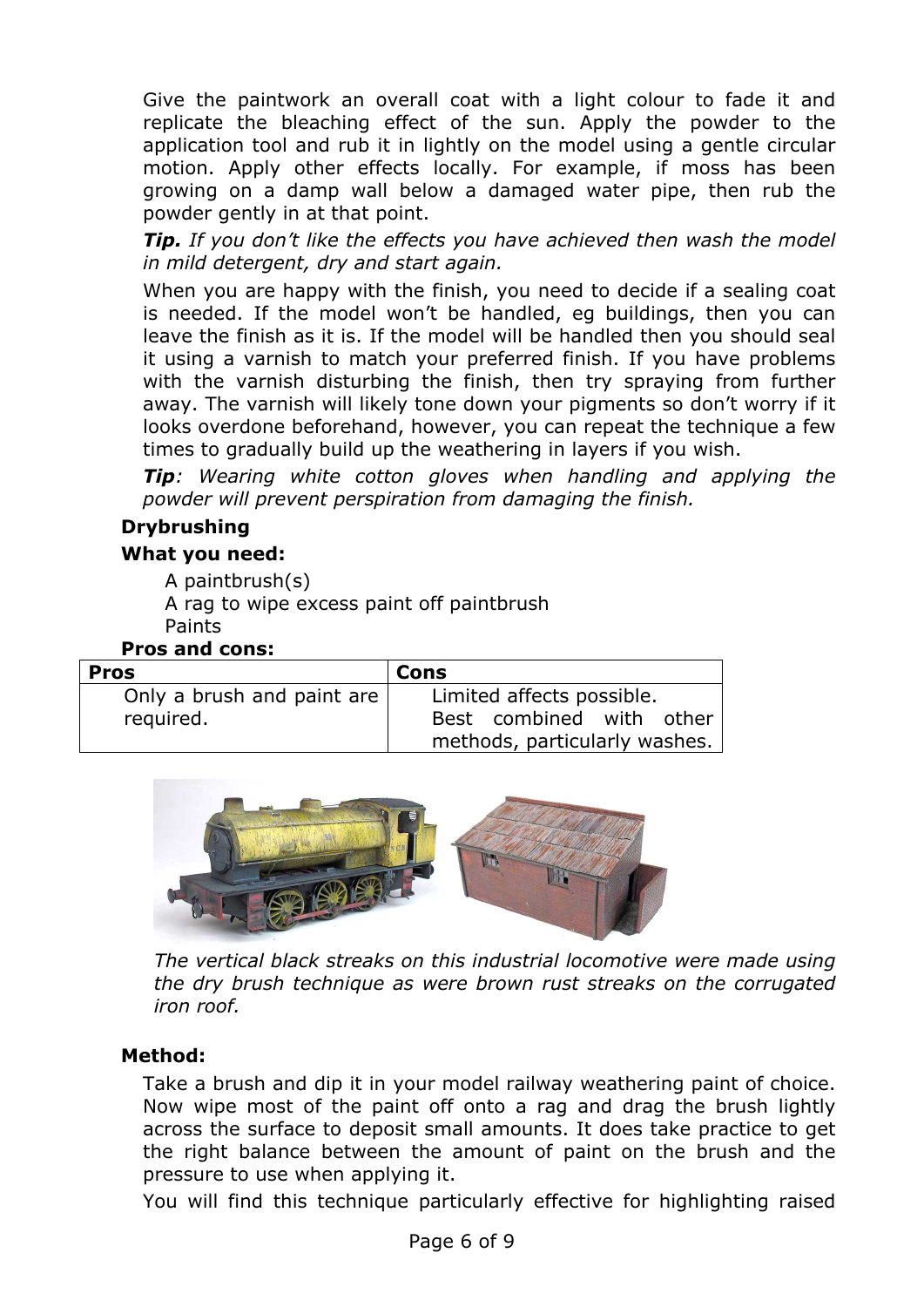Give the paintwork an overall coat with a light colour to fade it and replicate the bleaching effect of the sun. Apply the powder to the application tool and rub it in lightly on the model using a gentle circular motion. Apply other effects locally. For example, if moss has been growing on a damp wall below a damaged water pipe, then rub the powder gently in at that point.

***Tip.*** *If you don't like the effects you have achieved then wash the model in mild detergent, dry and start again.*

When you are happy with the finish, you need to decide if a sealing coat is needed. If the model won't be handled, eg buildings, then you can leave the finish as it is. If the model will be handled then you should seal it using a varnish to match your preferred finish. If you have problems with the varnish disturbing the finish, then try spraying from further away. The varnish will likely tone down your pigments so don't worry if it looks overdone beforehand, however, you can repeat the technique a few times to gradually build up the weathering in layers if you wish.

***Tip****: Wearing white cotton gloves when handling and applying the powder will prevent perspiration from damaging the finish.*

**Drybrushing**

**What you need:**

A paintbrush(s)
A rag to wipe excess paint off paintbrush
Paints

**Pros and cons:**

| **Pros** | **Cons** |
|---|---|
| Only a brush and paint are required. | Limited affects possible. Best combined with other methods, particularly washes. |

*The vertical black streaks on this industrial locomotive were made using the dry brush technique as were brown rust streaks on the corrugated iron roof.*

**Method:**

Take a brush and dip it in your model railway weathering paint of choice. Now wipe most of the paint off onto a rag and drag the brush lightly across the surface to deposit small amounts. It does take practice to get the right balance between the amount of paint on the brush and the pressure to use when applying it.

You will find this technique particularly effective for highlighting raised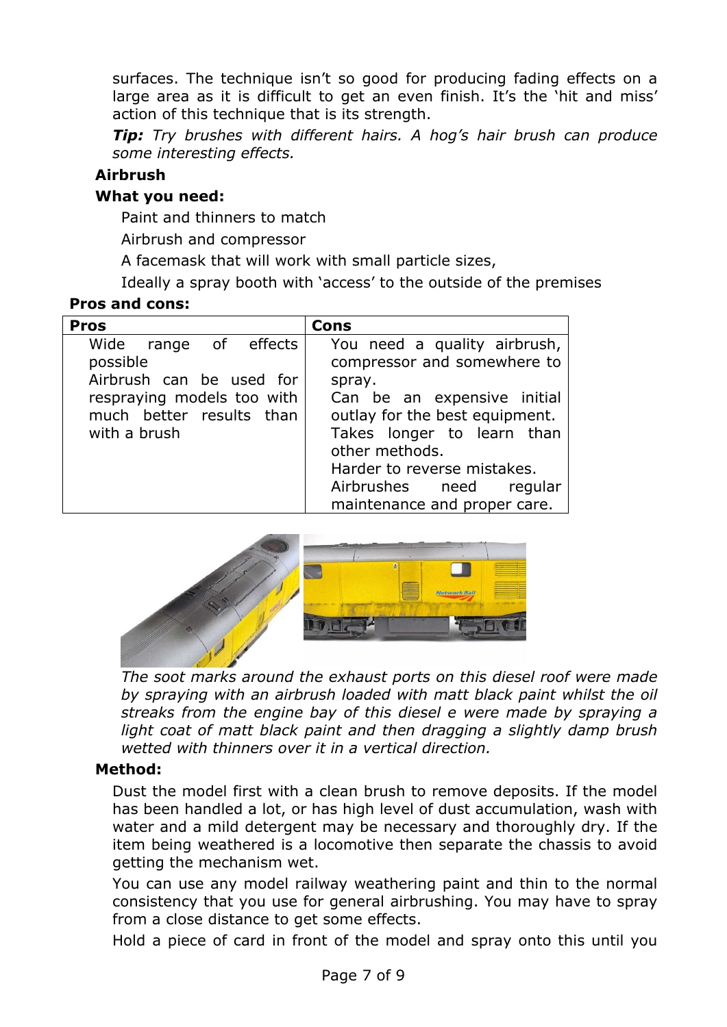surfaces. The technique isn't so good for producing fading effects on a large area as it is difficult to get an even finish. It's the 'hit and miss' action of this technique that is its strength.

***Tip:*** *Try brushes with different hairs. A hog's hair brush can produce some interesting effects.*

**Airbrush**

**What you need:**

Paint and thinners to match

Airbrush and compressor

A facemask that will work with small particle sizes,

Ideally a spray booth with 'access' to the outside of the premises

**Pros and cons:**

| Pros | Cons |
|---|---|
| Wide range of effects possible<br>Airbrush can be used for respraying models too with much better results than with a brush | You need a quality airbrush, compressor and somewhere to spray.<br>Can be an expensive initial outlay for the best equipment.<br>Takes longer to learn than other methods.<br>Harder to reverse mistakes.<br>Airbrushes need regular maintenance and proper care. |

*The soot marks around the exhaust ports on this diesel roof were made by spraying with an airbrush loaded with matt black paint whilst the oil streaks from the engine bay of this diesel e were made by spraying a light coat of matt black paint and then dragging a slightly damp brush wetted with thinners over it in a vertical direction.*

**Method:**

Dust the model first with a clean brush to remove deposits. If the model has been handled a lot, or has high level of dust accumulation, wash with water and a mild detergent may be necessary and thoroughly dry. If the item being weathered is a locomotive then separate the chassis to avoid getting the mechanism wet.

You can use any model railway weathering paint and thin to the normal consistency that you use for general airbrushing. You may have to spray from a close distance to get some effects.

Hold a piece of card in front of the model and spray onto this until you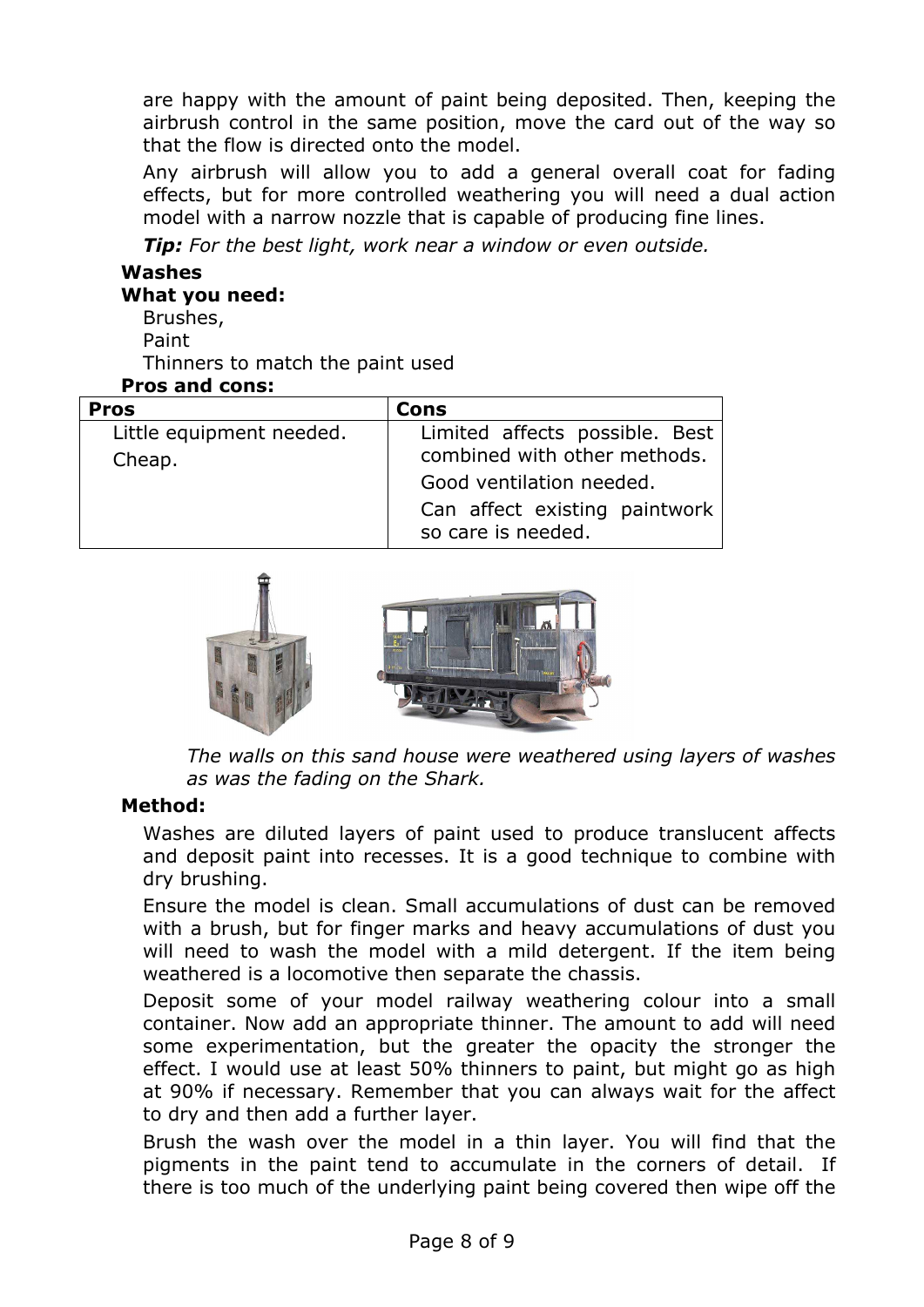are happy with the amount of paint being deposited. Then, keeping the airbrush control in the same position, move the card out of the way so that the flow is directed onto the model.

Any airbrush will allow you to add a general overall coat for fading effects, but for more controlled weathering you will need a dual action model with a narrow nozzle that is capable of producing fine lines.

***Tip:*** *For the best light, work near a window or even outside.*

**Washes**

**What you need:**

Brushes,
Paint
Thinners to match the paint used

**Pros and cons:**

| Pros | Cons |
|---|---|
| Little equipment needed.<br>Cheap. | Limited affects possible. Best combined with other methods.<br>Good ventilation needed.<br>Can affect existing paintwork so care is needed. |

*The walls on this sand house were weathered using layers of washes as was the fading on the Shark.*

**Method:**

Washes are diluted layers of paint used to produce translucent affects and deposit paint into recesses. It is a good technique to combine with dry brushing.

Ensure the model is clean. Small accumulations of dust can be removed with a brush, but for finger marks and heavy accumulations of dust you will need to wash the model with a mild detergent. If the item being weathered is a locomotive then separate the chassis.

Deposit some of your model railway weathering colour into a small container. Now add an appropriate thinner. The amount to add will need some experimentation, but the greater the opacity the stronger the effect. I would use at least 50% thinners to paint, but might go as high at 90% if necessary. Remember that you can always wait for the affect to dry and then add a further layer.

Brush the wash over the model in a thin layer. You will find that the pigments in the paint tend to accumulate in the corners of detail. If there is too much of the underlying paint being covered then wipe off the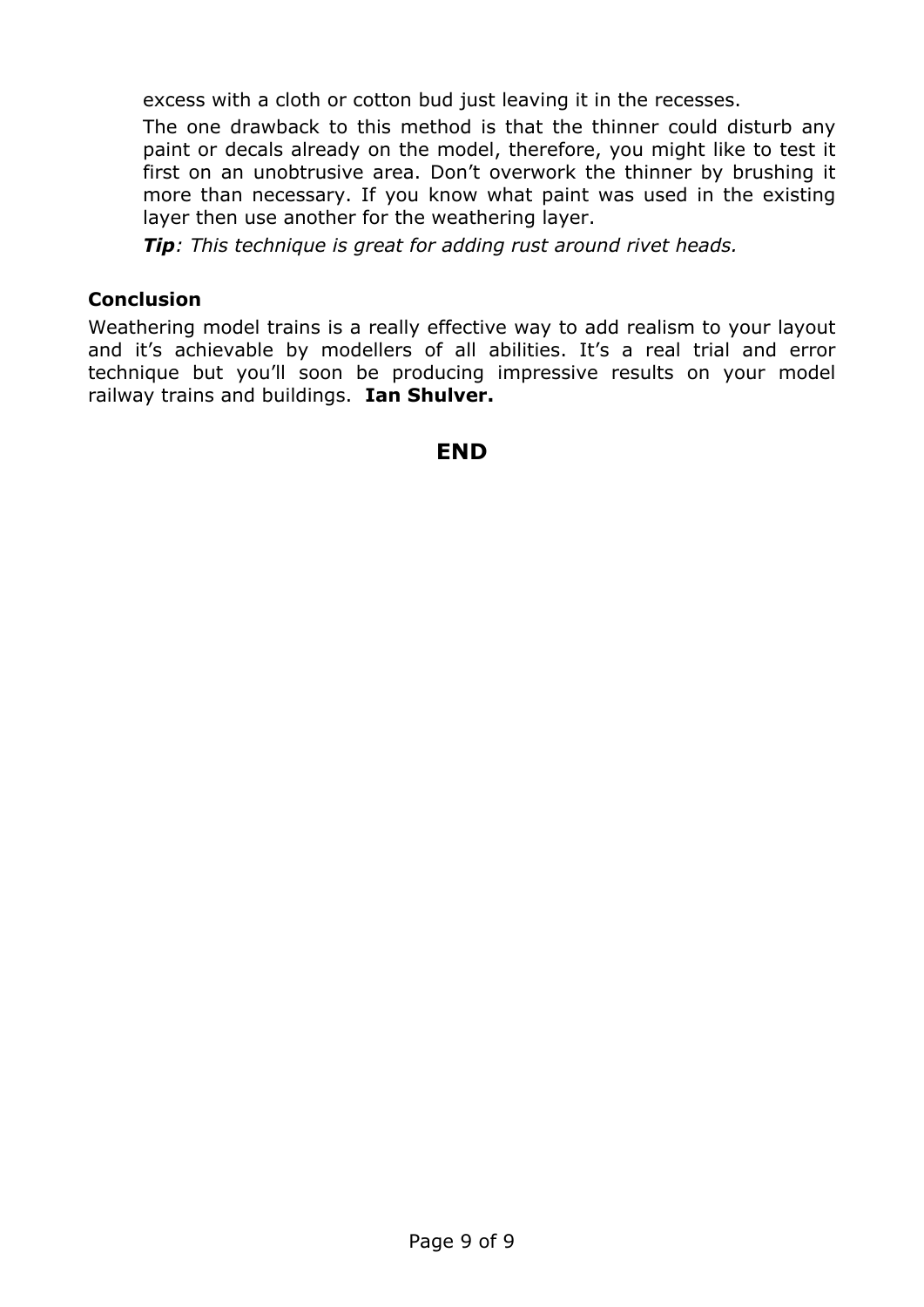excess with a cloth or cotton bud just leaving it in the recesses.

The one drawback to this method is that the thinner could disturb any paint or decals already on the model, therefore, you might like to test it first on an unobtrusive area. Don't overwork the thinner by brushing it more than necessary. If you know what paint was used in the existing layer then use another for the weathering layer.

***Tip****: This technique is great for adding rust around rivet heads.*

**Conclusion**

Weathering model trains is a really effective way to add realism to your layout and it's achievable by modellers of all abilities. It's a real trial and error technique but you'll soon be producing impressive results on your model railway trains and buildings. **Ian Shulver.**

**END**